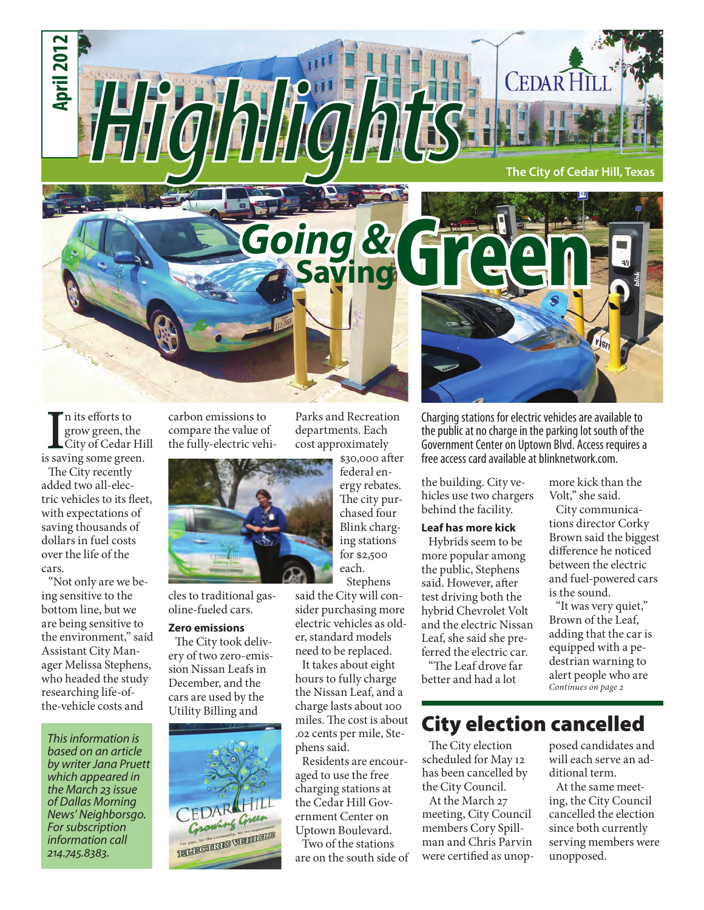# Highlights

April 2012

Cedar Hill

The City of Cedar Hill, Texas

## Going & Saving Green

In its efforts to grow green, the City of Cedar Hill is saving some green.

The City recently added two all-electric vehicles to its fleet, with expectations of saving thousands of dollars in fuel costs over the life of the cars.

"Not only are we being sensitive to the bottom line, but we are being sensitive to the environment," said Assistant City Manager Melissa Stephens, who headed the study researching life-of-the-vehicle costs and carbon emissions to compare the value of the fully-electric vehicles to traditional gasoline-fueled cars.

### Zero emissions

The City took delivery of two zero-emission Nissan Leafs in December, and the cars are used by the Utility Billing and Parks and Recreation departments. Each cost approximately $30,000 after federal energy rebates. The city purchased four Blink charging stations for $2,500 each.

Stephens said the City will consider purchasing more electric vehicles as older, standard models need to be replaced.

It takes about eight hours to fully charge the Nissan Leaf, and a charge lasts about 100 miles. The cost is about .02 cents per mile, Stephens said.

Residents are encouraged to use the free charging stations at the Cedar Hill Government Center on Uptown Boulevard. Two of the stations are on the south side of the building. City vehicles use two chargers behind the facility.

Charging stations for electric vehicles are available to the public at no charge in the parking lot south of the Government Center on Uptown Blvd. Access requires a free access card available at blinknetwork.com.

### Leaf has more kick

Hybrids seem to be more popular among the public, Stephens said. However, after test driving both the hybrid Chevrolet Volt and the electric Nissan Leaf, she said she preferred the electric car.

"The Leaf drove far better and had a lot more kick than the Volt," she said.

City communications director Corky Brown said the biggest difference he noticed between the electric and fuel-powered cars is the sound.

"It was very quiet," Brown of the Leaf, adding that the car is equipped with a pedestrian warning to alert people who are

*Continues on page 2*

*This information is based on an article by writer Jana Pruett which appeared in the March 23 issue of Dallas Morning News' Neighborsgo. For subscription information call 214.745.8383.*

## City election cancelled

The City election scheduled for May 12 has been cancelled by the City Council.

At the March 27 meeting, City Council members Cory Spillman and Chris Parvin were certified as unopposed candidates and will each serve an additional term.

At the same meeting, the City Council cancelled the election since both currently serving members were unopposed.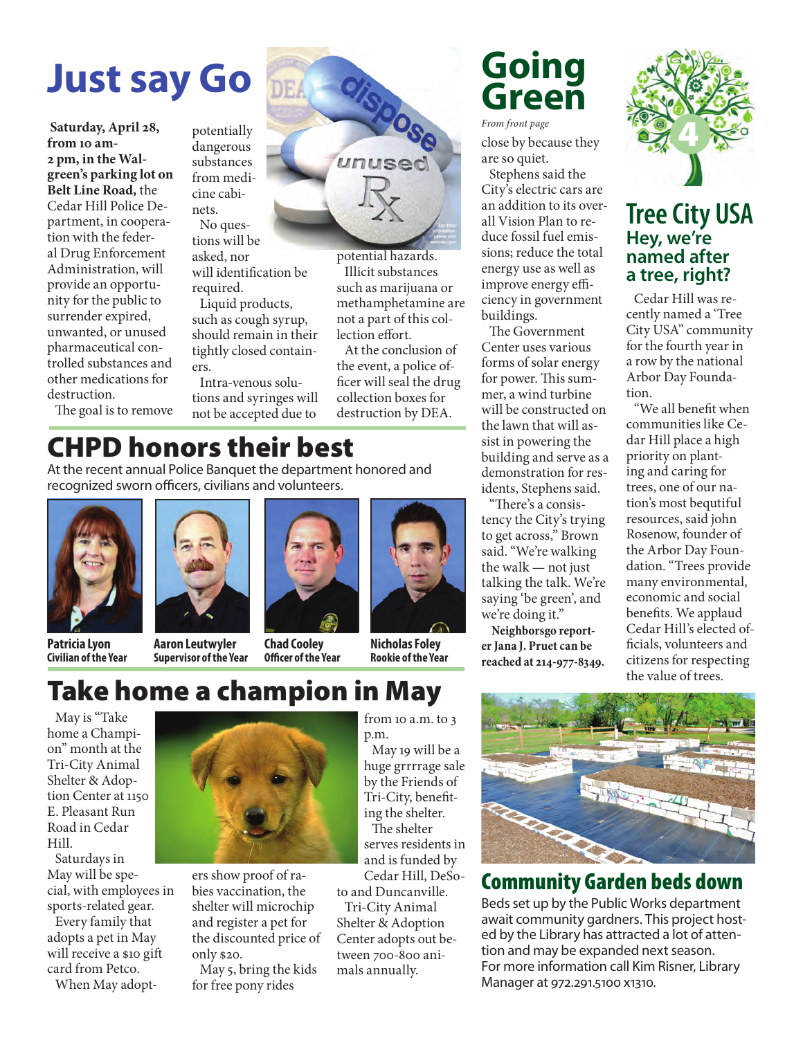# Just say Go

**Saturday, April 28, from 10 am-2 pm, in the Walgreen's parking lot on Belt Line Road,** the Cedar Hill Police Department, in cooperation with the federal Drug Enforcement Administration, will provide an opportunity for the public to surrender expired, unwanted, or unused pharmaceutical controlled substances and other medications for destruction.

The goal is to remove potentially dangerous substances from medicine cabinets.

No questions will be asked, nor will identification be required.

Liquid products, such as cough syrup, should remain in their tightly closed containers.

Intra-venous solutions and syringes will not be accepted due to potential hazards.

Illicit substances such as marijuana or methamphetamine are not a part of this collection effort.

At the conclusion of the event, a police officer will seal the drug collection boxes for destruction by DEA.

# CHPD honors their best

At the recent annual Police Banquet the department honored and recognized sworn officers, civilians and volunteers.

**Patricia Lyon**
Civilian of the Year

**Aaron Leutwyler**
Supervisor of the Year

**Chad Cooley**
Officer of the Year

**Nicholas Foley**
Rookie of the Year

# Take home a champion in May

May is "Take home a Champion" month at the Tri-City Animal Shelter & Adoption Center at 1150 E. Pleasant Run Road in Cedar Hill.

Saturdays in May will be special, with employees in sports-related gear.

Every family that adopts a pet in May will receive a $10 gift card from Petco.

When May adopters show proof of rabies vaccination, the shelter will microchip and register a pet for the discounted price of only $20.

May 5, bring the kids for free pony rides from 10 a.m. to 3 p.m.

May 19 will be a huge grrrrage sale by the Friends of Tri-City, benefiting the shelter.

The shelter serves residents in and is funded by Cedar Hill, DeSoto and Duncanville.

Tri-City Animal Shelter & Adoption Center adopts out between 700-800 animals annually.

# Going Green

*From front page*

close by because they are so quiet.

Stephens said the City's electric cars are an addition to its overall Vision Plan to reduce fossil fuel emissions; reduce the total energy use as well as improve energy efficiency in government buildings.

The Government Center uses various forms of solar energy for power. This summer, a wind turbine will be constructed on the lawn that will assist in powering the building and serve as a demonstration for residents, Stephens said.

"There's a consistency the City's trying to get across," Brown said. "We're walking the walk — not just talking the talk. We're saying 'be green', and we're doing it."

**Neighborsgo reporter Jana J. Pruet can be reached at 214-977-8349.**

# Tree City USA

## Hey, we're named after a tree, right?

Cedar Hill was recently named a 'Tree City USA" community for the fourth year in a row by the national Arbor Day Foundation.

"We all benefit when communities like Cedar Hill place a high priority on planting and caring for trees, one of our nation's most bequtiful resources, said john Rosenow, founder of the Arbor Day Foundation. "Trees provide many environmental, economic and social benefits. We applaud Cedar Hill's elected officials, volunteers and citizens for respecting the value of trees.

# Community Garden beds down

Beds set up by the Public Works department await community gardners. This project hosted by the Library has attracted a lot of attention and may be expanded next season. For more information call Kim Risner, Library Manager at 972.291.5100 x1310.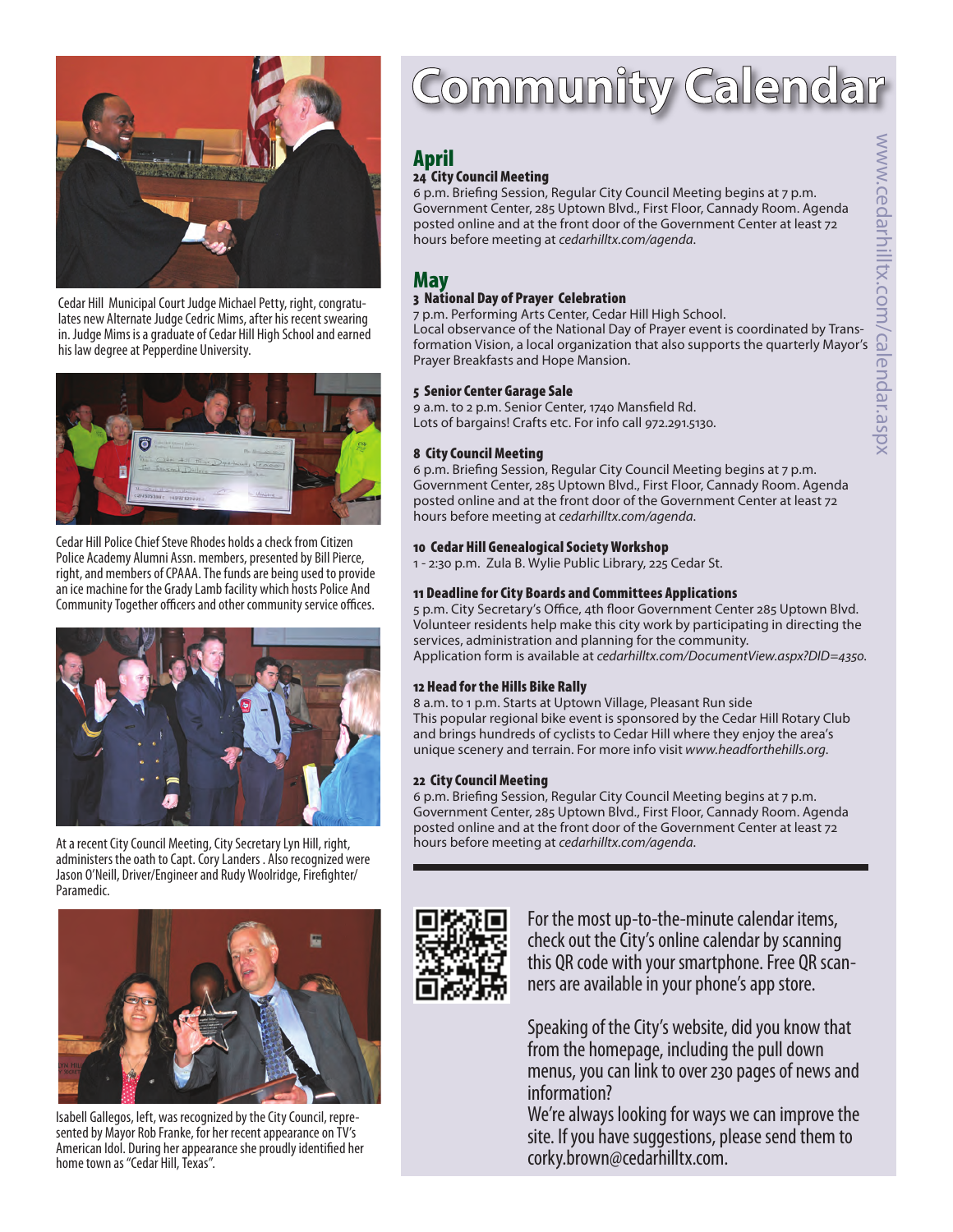Cedar Hill Municipal Court Judge Michael Petty, right, congratulates new Alternate Judge Cedric Mims, after his recent swearing in. Judge Mims is a graduate of Cedar Hill High School and earned his law degree at Pepperdine University.

Cedar Hill Police Chief Steve Rhodes holds a check from Citizen Police Academy Alumni Assn. members, presented by Bill Pierce, right, and members of CPAAA. The funds are being used to provide an ice machine for the Grady Lamb facility which hosts Police And Community Together officers and other community service offices.

At a recent City Council Meeting, City Secretary Lyn Hill, right, administers the oath to Capt. Cory Landers . Also recognized were Jason O'Neill, Driver/Engineer and Rudy Woolridge, Firefighter/Paramedic.

Isabell Gallegos, left, was recognized by the City Council, represented by Mayor Rob Franke, for her recent appearance on TV's American Idol. During her appearance she proudly identified her home town as "Cedar Hill, Texas".

# Community Calendar

www.cedarhilltx.com/calendar.aspx

## April

**24 City Council Meeting**
6 p.m. Briefing Session, Regular City Council Meeting begins at 7 p.m. Government Center, 285 Uptown Blvd., First Floor, Cannady Room. Agenda posted online and at the front door of the Government Center at least 72 hours before meeting at *cedarhilltx.com/agenda.*

## May

**3 National Day of Prayer Celebration**
7 p.m. Performing Arts Center, Cedar Hill High School.
Local observance of the National Day of Prayer event is coordinated by Transformation Vision, a local organization that also supports the quarterly Mayor's Prayer Breakfasts and Hope Mansion.

**5 Senior Center Garage Sale**
9 a.m. to 2 p.m. Senior Center, 1740 Mansfield Rd.
Lots of bargains! Crafts etc. For info call 972.291.5130.

**8 City Council Meeting**
6 p.m. Briefing Session, Regular City Council Meeting begins at 7 p.m. Government Center, 285 Uptown Blvd., First Floor, Cannady Room. Agenda posted online and at the front door of the Government Center at least 72 hours before meeting at *cedarhilltx.com/agenda.*

**10 Cedar Hill Genealogical Society Workshop**
1 - 2:30 p.m. Zula B. Wylie Public Library, 225 Cedar St.

**11 Deadline for City Boards and Committees Applications**
5 p.m. City Secretary's Office, 4th floor Government Center 285 Uptown Blvd.
Volunteer residents help make this city work by participating in directing the services, administration and planning for the community.
Application form is available at *cedarhilltx.com/DocumentView.aspx?DID=4350.*

**12 Head for the Hills Bike Rally**
8 a.m. to 1 p.m. Starts at Uptown Village, Pleasant Run side
This popular regional bike event is sponsored by the Cedar Hill Rotary Club and brings hundreds of cyclists to Cedar Hill where they enjoy the area's unique scenery and terrain. For more info visit *www.headforthehills.org.*

**22 City Council Meeting**
6 p.m. Briefing Session, Regular City Council Meeting begins at 7 p.m. Government Center, 285 Uptown Blvd., First Floor, Cannady Room. Agenda posted online and at the front door of the Government Center at least 72 hours before meeting at *cedarhilltx.com/agenda.*

---

For the most up-to-the-minute calendar items, check out the City's online calendar by scanning this QR code with your smartphone. Free QR scanners are available in your phone's app store.

Speaking of the City's website, did you know that from the homepage, including the pull down menus, you can link to over 230 pages of news and information?
We're always looking for ways we can improve the site. If you have suggestions, please send them to corky.brown@cedarhilltx.com.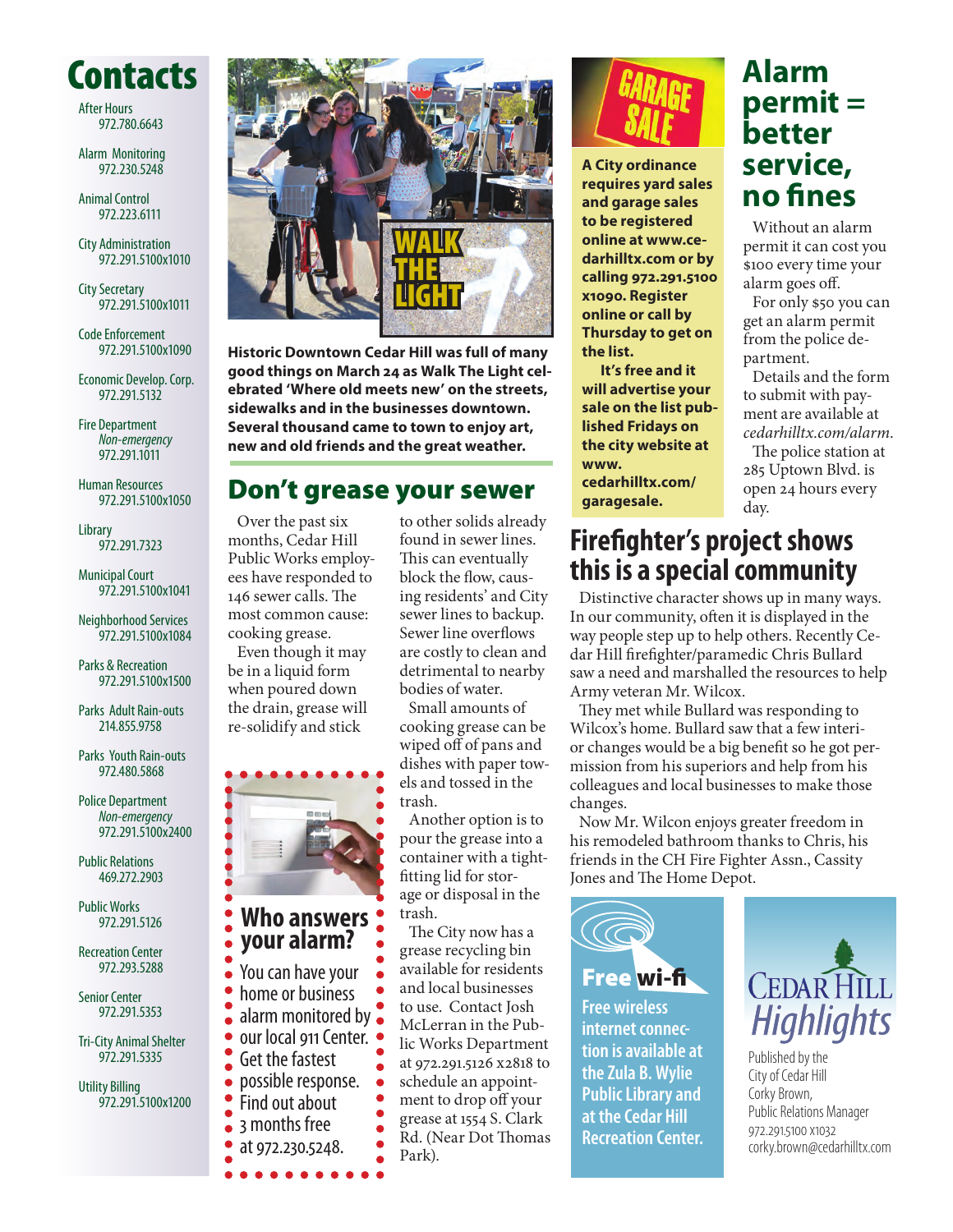# Contacts

After Hours
972.780.6643

Alarm Monitoring
972.230.5248

Animal Control
972.223.6111

City Administration
972.291.5100x1010

City Secretary
972.291.5100x1011

Code Enforcement
972.291.5100x1090

Economic Develop. Corp.
972.291.5132

Fire Department
*Non-emergency*
972.291.1011

Human Resources
972.291.5100x1050

Library
972.291.7323

Municipal Court
972.291.5100x1041

Neighborhood Services
972.291.5100x1084

Parks & Recreation
972.291.5100x1500

Parks Adult Rain-outs
214.855.9758

Parks Youth Rain-outs
972.480.5868

Police Department
*Non-emergency*
972.291.5100x2400

Public Relations
469.272.2903

Public Works
972.291.5126

Recreation Center
972.293.5288

Senior Center
972.291.5353

Tri-City Animal Shelter
972.291.5335

Utility Billing
972.291.5100x1200

WALK THE LIGHT

**Historic Downtown Cedar Hill was full of many good things on March 24 as Walk The Light celebrated 'Where old meets new' on the streets, sidewalks and in the businesses downtown. Several thousand came to town to enjoy art, new and old friends and the great weather.**

## Don't grease your sewer

Over the past six months, Cedar Hill Public Works employees have responded to 146 sewer calls. The most common cause: cooking grease.

Even though it may be in a liquid form when poured down the drain, grease will re-solidify and stick to other solids already found in sewer lines. This can eventually block the flow, causing residents' and City sewer lines to backup. Sewer line overflows are costly to clean and detrimental to nearby bodies of water.

Small amounts of cooking grease can be wiped off of pans and dishes with paper towels and tossed in the trash.

Another option is to pour the grease into a container with a tight-fitting lid for storage or disposal in the trash.

The City now has a grease recycling bin available for residents and local businesses to use. Contact Josh McLerran in the Public Works Department at 972.291.5126 x2818 to schedule an appointment to drop off your grease at 1554 S. Clark Rd. (Near Dot Thomas Park).

## Who answers your alarm?

You can have your home or business alarm monitored by our local 911 Center. Get the fastest possible response. Find out about 3 months free at 972.230.5248.

GARAGE SALE

**A City ordinance requires yard sales and garage sales to be registered online at www.cedarhilltx.com or by calling 972.291.5100 x1090. Register online or call by Thursday to get on the list.**

**It's free and it will advertise your sale on the list published Fridays on the city website at www.cedarhilltx.com/garagesale.**

## Alarm permit = better service, no fines

Without an alarm permit it can cost you $100 every time your alarm goes off.

For only $50 you can get an alarm permit from the police department.

Details and the form to submit with payment are available at *cedarhilltx.com/alarm*.

The police station at 285 Uptown Blvd. is open 24 hours every day.

## Firefighter's project shows this is a special community

Distinctive character shows up in many ways. In our community, often it is displayed in the way people step up to help others. Recently Cedar Hill firefighter/paramedic Chris Bullard saw a need and marshalled the resources to help Army veteran Mr. Wilcox.

They met while Bullard was responding to Wilcox's home. Bullard saw that a few interior changes would be a big benefit so he got permission from his superiors and help from his colleagues and local businesses to make those changes.

Now Mr. Wilcon enjoys greater freedom in his remodeled bathroom thanks to Chris, his friends in the CH Fire Fighter Assn., Cassity Jones and The Home Depot.

**Free wi-fi**

**Free wireless internet connection is available at the Zula B. Wylie Public Library and at the Cedar Hill Recreation Center.**

CEDAR HILL *Highlights*

Published by the City of Cedar Hill
Corky Brown,
Public Relations Manager
972.291.5100 x1032
corky.brown@cedarhilltx.com